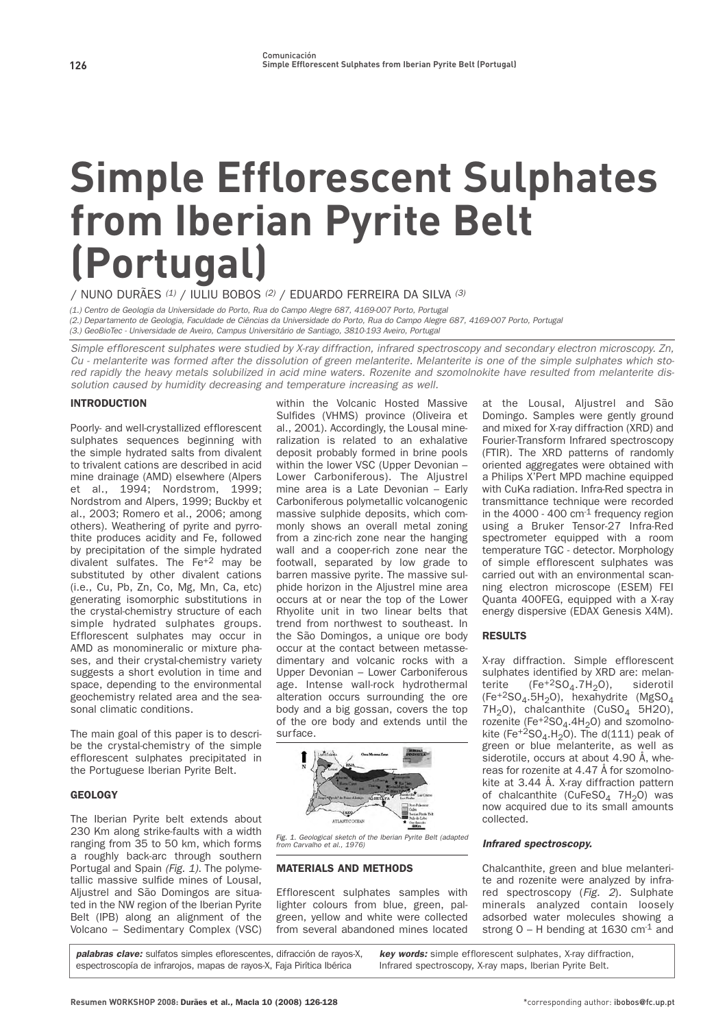# Simple Efflorescent Sulphates from Iberian Pyrite Belt (Portugal)

/ NUNO DURÃES [(1)] / IULIU BOBOS [(2)] / EDUARDO FERREIRA DA SILVA [(3)]

(1.) Centro de Geologia da Universidade do Porto, Rua do Campo Alegre 687, 4169-007 Porto, Portugal
(2.) Departamento de Geologia, Faculdade de Ciências da Universidade do Porto, Rua do Campo Alegre 687, 4169-007 Porto, Portugal
(3.) GeoBioTec - Universidade de Aveiro, Campus Universitário de Santiago, 3810-193 Aveiro, Portugal

*Simple efflorescent sulphates were studied by X-ray diffraction, infrared spectroscopy and secondary electron microscopy. Zn, Cu - melanterite was formed after the dissolution of green melanterite. Melanterite is one of the simple sulphates which stored rapidly the heavy metals solubilized in acid mine waters. Rozenite and szomolnokite have resulted from melanterite dissolution caused by humidity decreasing and temperature increasing as well.*

## INTRODUCTION

Poorly- and well-crystallized efflorescent sulphates sequences beginning with the simple hydrated salts from divalent to trivalent cations are described in acid mine drainage (AMD) elsewhere (Alpers et al., 1994; Nordstrom, 1999; Nordstrom and Alpers, 1999; Buckby et al., 2003; Romero et al., 2006; among others). Weathering of pyrite and pyrrothite produces acidity and Fe, followed by precipitation of the simple hydrated divalent sulfates. The $Fe^{+2}$ may be substituted by other divalent cations (i.e., Cu, Pb, Zn, Co, Mg, Mn, Ca, etc) generating isomorphic substitutions in the crystal-chemistry structure of each simple hydrated sulphates groups. Efflorescent sulphates may occur in AMD as monomineralic or mixture phases, and their crystal-chemistry variety suggests a short evolution in time and space, depending to the environmental geochemistry related area and the seasonal climatic conditions.

The main goal of this paper is to describe the crystal-chemistry of the simple efflorescent sulphates precipitated in the Portuguese Iberian Pyrite Belt.

## GEOLOGY

The Iberian Pyrite belt extends about 230 Km along strike-faults with a width ranging from 35 to 50 km, which forms a roughly back-arc through southern Portugal and Spain *(Fig. 1)*. The polymetallic massive sulfide mines of Lousal, Aljustrel and São Domingos are situated in the NW region of the Iberian Pyrite Belt (IPB) along an alignment of the Volcano – Sedimentary Complex (VSC) within the Volcanic Hosted Massive Sulfides (VHMS) province (Oliveira et al., 2001). Accordingly, the Lousal mineralization is related to an exhalative deposit probably formed in brine pools within the lower VSC (Upper Devonian – Lower Carboniferous). The Aljustrel mine area is a Late Devonian – Early Carboniferous polymetallic volcanogenic massive sulphide deposits, which commonly shows an overall metal zoning from a zinc-rich zone near the hanging wall and a cooper-rich zone near the footwall, separated by low grade to barren massive pyrite. The massive sulphide horizon in the Aljustrel mine area occurs at or near the top of the Lower Rhyolite unit in two linear belts that trend from northwest to southeast. In the São Domingos, a unique ore body occur at the contact between metassedimentary and volcanic rocks with a Upper Devonian – Lower Carboniferous age. Intense wall-rock hydrothermal alteration occurs surrounding the ore body and a big gossan, covers the top of the ore body and extends until the surface.

*Fig. 1. Geological sketch of the Iberian Pyrite Belt (adapted from Carvalho et al., 1976)*

## MATERIALS AND METHODS

Efflorescent sulphates samples with lighter colours from blue, green, palgreen, yellow and white were collected from several abandoned mines located at the Lousal, Aljustrel and São Domingo. Samples were gently ground and mixed for X-ray diffraction (XRD) and Fourier-Transform Infrared spectroscopy (FTIR). The XRD patterns of randomly oriented aggregates were obtained with a Philips X'Pert MPD machine equipped with CuKa radiation. Infra-Red spectra in transmittance technique were recorded in the 4000 - 400 $cm^{-1}$ frequency region using a Bruker Tensor-27 Infra-Red spectrometer equipped with a room temperature TGC - detector. Morphology of simple efflorescent sulphates was carried out with an environmental scanning electron microscope (ESEM) FEI Quanta 400FEG, equipped with a X-ray energy dispersive (EDAX Genesis X4M).

## RESULTS

X-ray diffraction. Simple efflorescent sulphates identified by XRD are: melanterite ($Fe^{+2}SO_4.7H_2O$), siderotil ($Fe^{+2}SO_4.5H_2O$), hexahydrite ($MgSO_4$ $7H_2O$), chalcanthite ($CuSO_4$ 5H2O), rozenite ($Fe^{+2}SO_4.4H_2O$) and szomolnokite ($Fe^{+2}SO_4.H_2O$). The d(111) peak of green or blue melanterite, as well as siderotile, occurs at about 4.90 Å, whereas for rozenite at 4.47 Å for szomolnokite at 3.44 Å. X-ray diffraction pattern of chalcanthite ($CuFeSO_4$ $7H_2O$) was now acquired due to its small amounts collected.

### *Infrared spectroscopy.*

Chalcanthite, green and blue melanterite and rozenite were analyzed by infrared spectroscopy (*Fig. 2*). Sulphate minerals analyzed contain loosely adsorbed water molecules showing a strong O – H bending at 1630 $cm^{-1}$ and

***palabras clave:*** sulfatos simples eflorescentes, difracción de rayos-X, espectroscopía de infrarojos, mapas de rayos-X, Faja Pirítica Ibérica

***key words:*** simple efflorescent sulphates, X-ray diffraction, Infrared spectroscopy, X-ray maps, Iberian Pyrite Belt.

*corresponding author: ibobos@fc.up.pt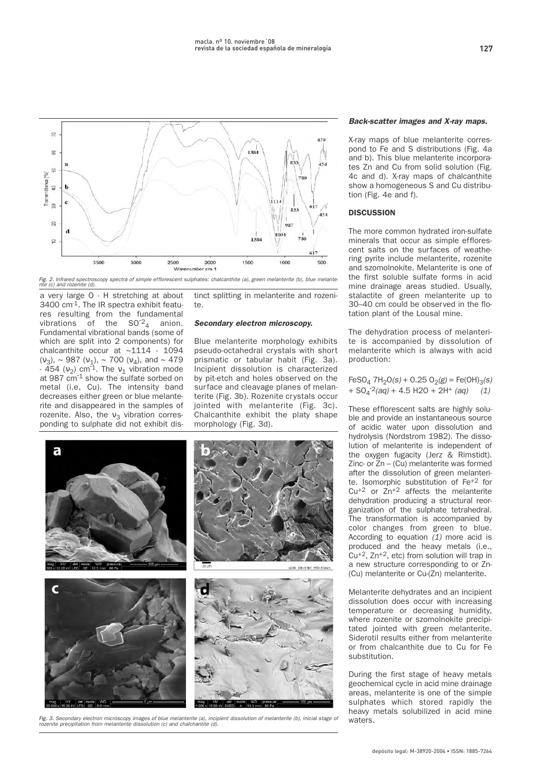Fig. 2. Infrared spectroscopy spectra of simple efflorescent sulphates: chalcanthite (a), green melanterite (b), blue melanterite (c) and rozenite (d).

a very large O - H stretching at about 3400 cm$^{-1}$. The IR spectra exhibit features resulting from the fundamental vibrations of the $SO_4^{-2}$ anion. Fundamental vibrational bands (some of which are split into 2 components) for chalcanthite occur at ~1114 - 1094 ($\nu_3$), ~ 987 ($\nu_1$), ~ 700 ($\nu_4$), and ~ 479 - 454 ($\nu_2$) cm$^{-1}$. The $\nu_1$ vibration mode at 987 cm$^{-1}$ show the sulfate sorbed on metal (i.e, Cu). The intensity band decreases either green or blue melanterite and disappeared in the samples of rozenite. Also, the $\nu_3$ vibration corresponding to sulphate did not exhibit distinct splitting in melanterite and rozenite.

### *Secondary electron microscopy.*

Blue melanterite morphology exhibits pseudo-octahedral crystals with short prismatic or tabular habit (Fig. 3a). Incipient dissolution is characterized by pit-etch and holes observed on the surface and cleavage planes of melanterite (Fig. 3b). Rozenite crystals occur jointed with melanterite (Fig. 3c). Chalcanthite exhibit the platy shape morphology (Fig. 3d).

Fig. 3. Secondary electron microscopy images of blue melanterite (a), incipient dissolution of melanterite (b), inicial stage of rozenite precipitation from melanterite dissolution (c) and chalchantite (d).

### *Back-scatter images and X-ray maps.*

X-ray maps of blue melanterite correspond to Fe and S distributions (Fig. 4a and b). This blue melanterite incorporates Zn and Cu from solid solution (Fig. 4c and d). X-ray maps of chalcanthite show a homogeneous S and Cu distribution (Fig. 4e and f).

## DISCUSSION

The more common hydrated iron-sulfate minerals that occur as simple efflorescent salts on the surfaces of weathering pyrite include melanterite, rozenite and szomolnokite. Melanterite is one of the first soluble sulfate forms in acid mine drainage areas studied. Usually, stalactite of green melanterite up to 30–40 cm could be observed in the flotation plant of the Lousal mine.

The dehydration process of melanterite is accompanied by dissolution of melanterite which is always with acid production:

$$FeSO_4\ 7H_2O(s) + 0.25\ O_2(g) = Fe(OH)_3(s) + SO_4^{-2}(aq) + 4.5\ H2O + 2H^+\ (aq) \quad (1)$$

These efflorescent salts are highly soluble and provide an instantaneous source of acidic water upon dissolution and hydrolysis (Nordstrom 1982). The dissolution of melanterite is independent of the oxygen fugacity (Jerz & Rimstidt). Zinc- or Zn – (Cu) melanterite was formed after the dissolution of green melanterite. Isomorphic substitution of $Fe^{+2}$ for $Cu^{+2}$ or $Zn^{+2}$ affects the melanterite dehydration producing a structural reorganization of the sulphate tetrahedral. The transformation is accompanied by color changes from green to blue. According to equation *(1)* more acid is produced and the heavy metals (i.e., $Cu^{+2}$, $Zn^{+2}$, etc) from solution will trap in a new structure corresponding to or Zn-(Cu) melanterite or Cu-(Zn) melanterite.

Melanterite dehydrates and an incipient dissolution does occur with increasing temperature or decreasing humidity, where rozenite or szomolnokite precipitated jointed with green melanterite. Siderotil results either from melanterite or from chalcanthite due to Cu for Fe substitution.

During the first stage of heavy metals geochemical cycle in acid mine drainage areas, melanterite is one of the simple sulphates which stored rapidly the heavy metals solubilized in acid mine waters.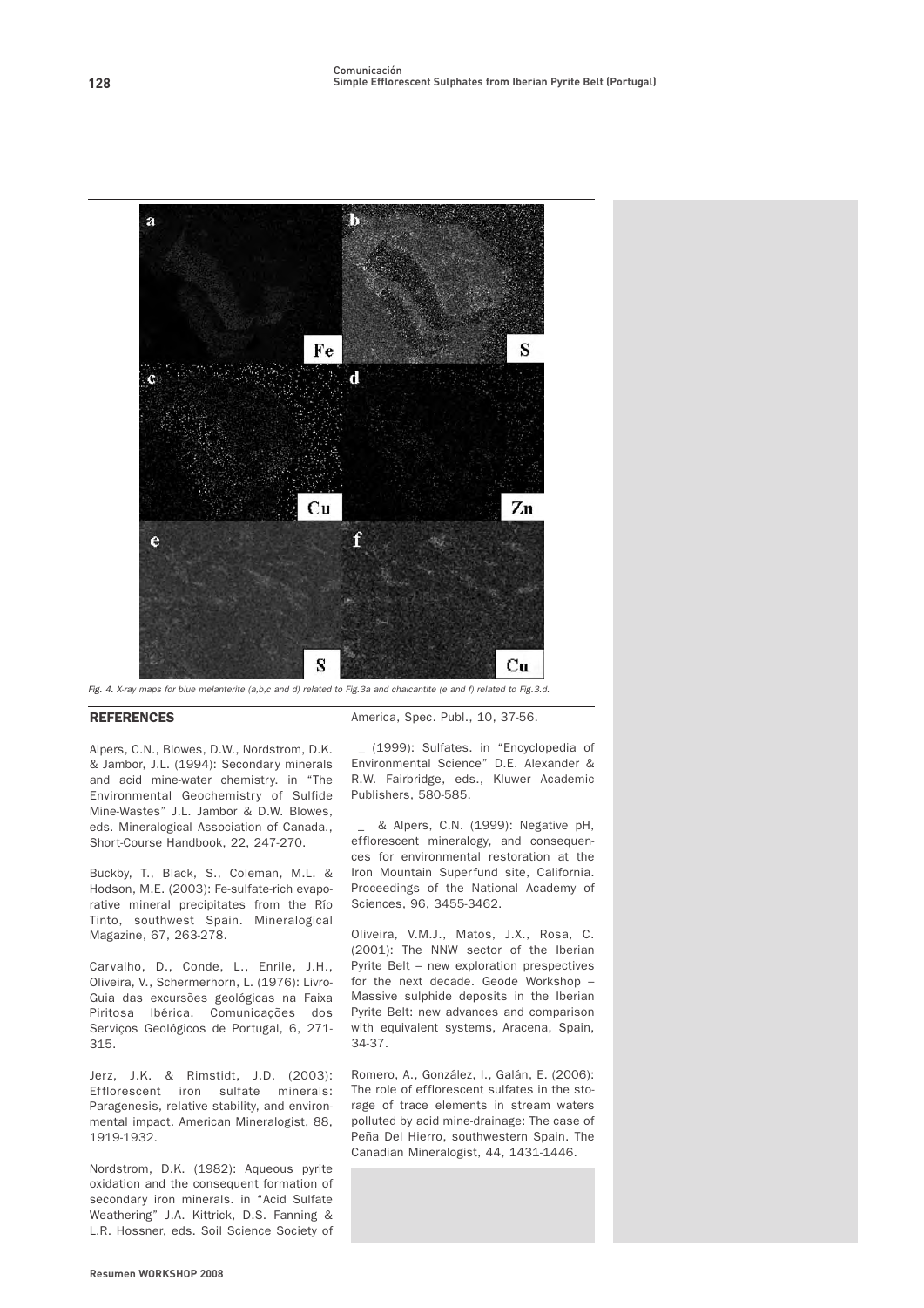a Fe
b S
c Cu
d Zn
e S
f Cu

*Fig. 4. X-ray maps for blue melanterite (a,b,c and d) related to Fig.3a and chalcantite (e and f) related to Fig.3.d.*

## REFERENCES

Alpers, C.N., Blowes, D.W., Nordstrom, D.K. & Jambor, J.L. (1994): Secondary minerals and acid mine-water chemistry. in "The Environmental Geochemistry of Sulfide Mine-Wastes" J.L. Jambor & D.W. Blowes, eds. Mineralogical Association of Canada., Short-Course Handbook, 22, 247-270.

Buckby, T., Black, S., Coleman, M.L. & Hodson, M.E. (2003): Fe-sulfate-rich evaporative mineral precipitates from the Río Tinto, southwest Spain. Mineralogical Magazine, 67, 263-278.

Carvalho, D., Conde, L., Enrile, J.H., Oliveira, V., Schermerhorn, L. (1976): Livro-Guia das excursões geológicas na Faixa Piritosa Ibérica. Comunicações dos Serviços Geológicos de Portugal, 6, 271-315.

Jerz, J.K. & Rimstidt, J.D. (2003): Efflorescent iron sulfate minerals: Paragenesis, relative stability, and environmental impact. American Mineralogist, 88, 1919-1932.

Nordstrom, D.K. (1982): Aqueous pyrite oxidation and the consequent formation of secondary iron minerals. in "Acid Sulfate Weathering" J.A. Kittrick, D.S. Fanning & L.R. Hossner, eds. Soil Science Society of America, Spec. Publ., 10, 37-56.

_ (1999): Sulfates. in "Encyclopedia of Environmental Science" D.E. Alexander & R.W. Fairbridge, eds., Kluwer Academic Publishers, 580-585.

_ & Alpers, C.N. (1999): Negative pH, efflorescent mineralogy, and consequences for environmental restoration at the Iron Mountain Superfund site, California. Proceedings of the National Academy of Sciences, 96, 3455-3462.

Oliveira, V.M.J., Matos, J.X., Rosa, C. (2001): The NNW sector of the Iberian Pyrite Belt – new exploration prespectives for the next decade. Geode Workshop – Massive sulphide deposits in the Iberian Pyrite Belt: new advances and comparison with equivalent systems, Aracena, Spain, 34-37.

Romero, A., González, I., Galán, E. (2006): The role of efflorescent sulfates in the storage of trace elements in stream waters polluted by acid mine-drainage: The case of Peña Del Hierro, southwestern Spain. The Canadian Mineralogist, 44, 1431-1446.